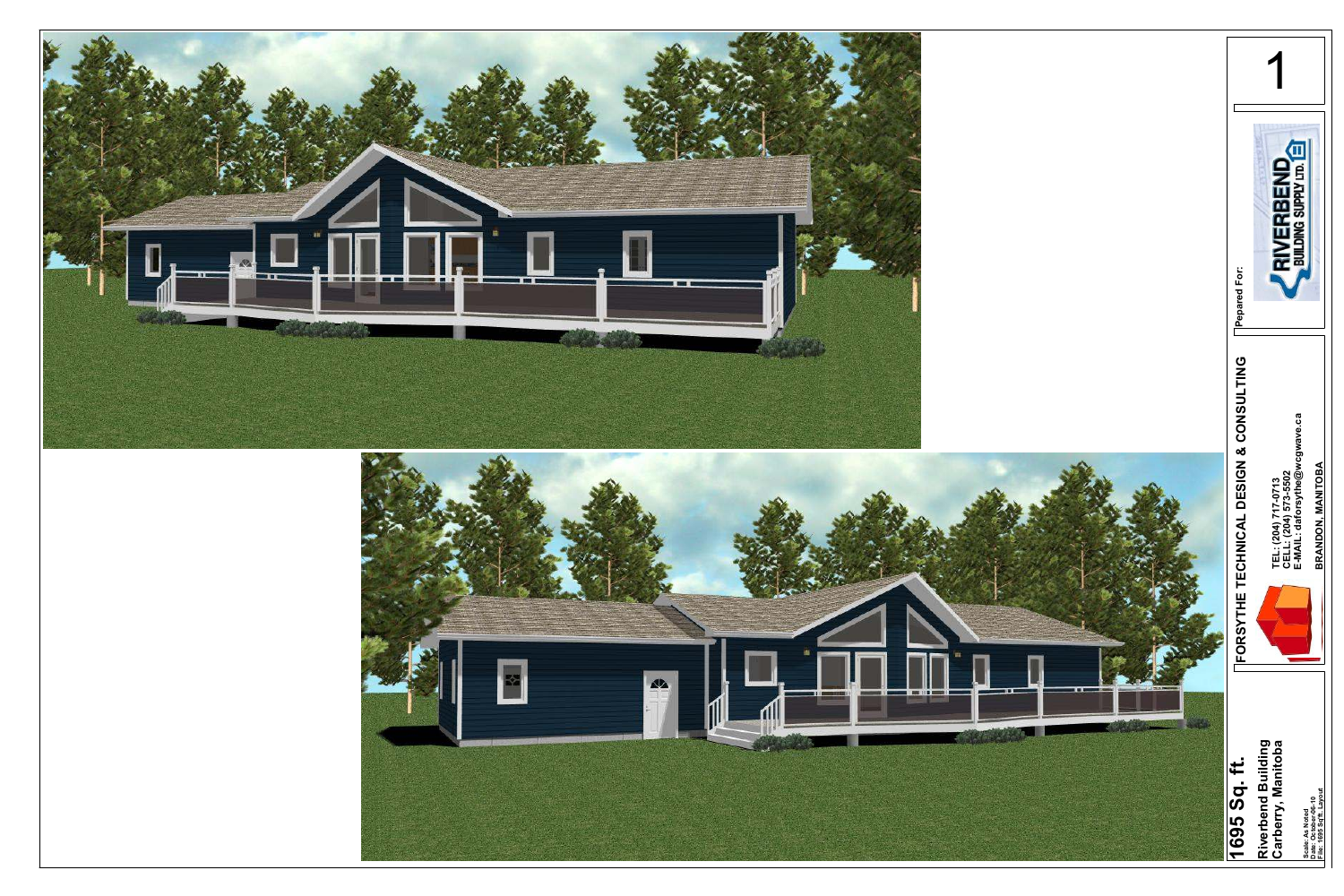# 1695 Sq. ft.

Riverbend Building
Carberry, Manitoba

Scale: As Noted
Date: October-06-10
File: 1695 Sq.ft. Layout

**FORSYTHE TECHNICAL DESIGN & CONSULTING**

TEL: (204) 717-0713
CELL: (204) 573-5502
E-MAIL: daforsythe@wcgwave.ca

BRANDON, MANITOBA

Pepared For:

RIVERBEND BUILDING SUPPLY LTD.

1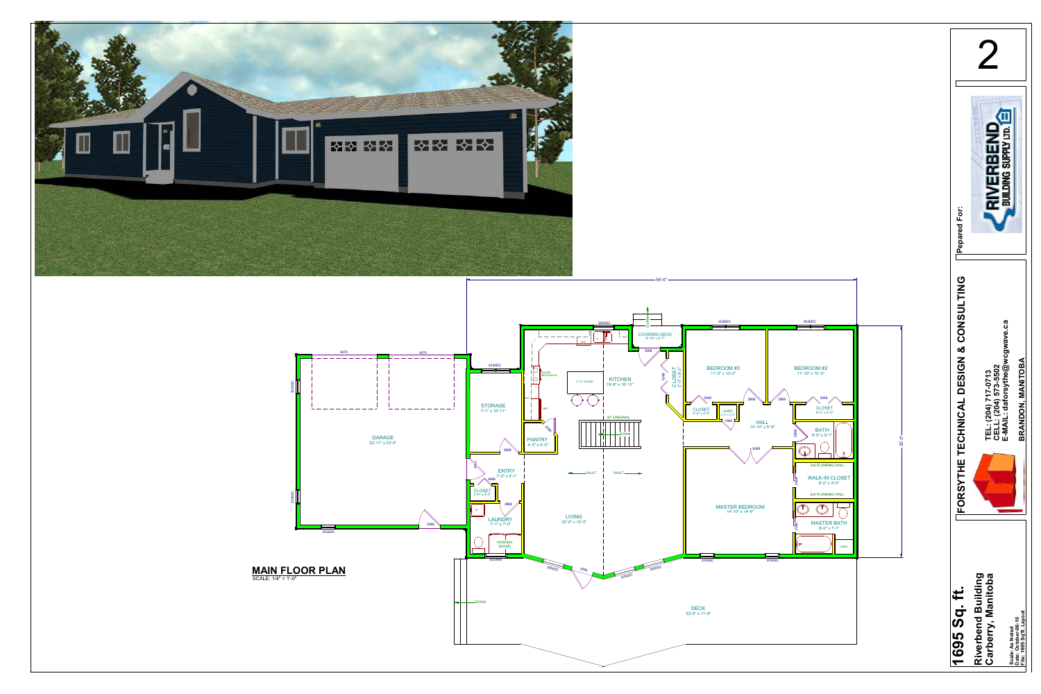## MAIN FLOOR PLAN

SCALE: 1/4" = 1'-0"

54'-0"

32'-0"

GARAGE
23'-11" x 23'-0"

9070

9070

STORAGE
7'-1" x 10'-11"

PANTRY
4'-3" x 4'-0"

ENTRY
7'-2" x 4'-1"

CLOSET
7'-6" x 2'-0"

LAUNDRY
7'-1" x 7'-0"

WASHER/
DRYER

KITCHEN
19'-8" x 16'-11"

3' x 6' ISLAND

42" HANDRAIL

DOWN

VAULT

VAULT

LIVING
22'-0" x 15'-3"

COVERED DECK
6'-10" x 2'-7"

CLOSET
2'-0" x 6'-2"

BEDROOM #3
11'-0" x 10'-0"

BEDROOM #2
11'-10" x 10'-0"

CLOSET
4'-2" x 2'-0"

LINEN
2'-6" x 2'-0"

CLOSET
6'-0" x 2'-0"

HALL
14'-10" x 5'-9"

BATH
8'-0" x 5'-1"

2x6 PLUMBING WALL

WALK-IN CLOSET
8'-0" x 5'-0"

2x6 PLUMBING WALL

MASTER BEDROOM
14'-10" x 14'-6"

MASTER BATH
8'-0" x 7'-1"

LINEN

DECK
53'-8" x 11'-8"

DOWN

Pepared For:

RIVERBEND BUILDING SUPPLY LTD.

FORSYTHE TECHNICAL DESIGN & CONSULTING

TEL: (204) 717-0713
CELL: (204) 573-5502
E-MAIL: daforsythe@wcgwave.ca

BRANDON, MANITOBA

**1695 Sq. ft.**

Riverbend Building
Carberry, Manitoba

Scale: As Noted
Date: October-06-10
File: 1695 Sq.ft. Layout